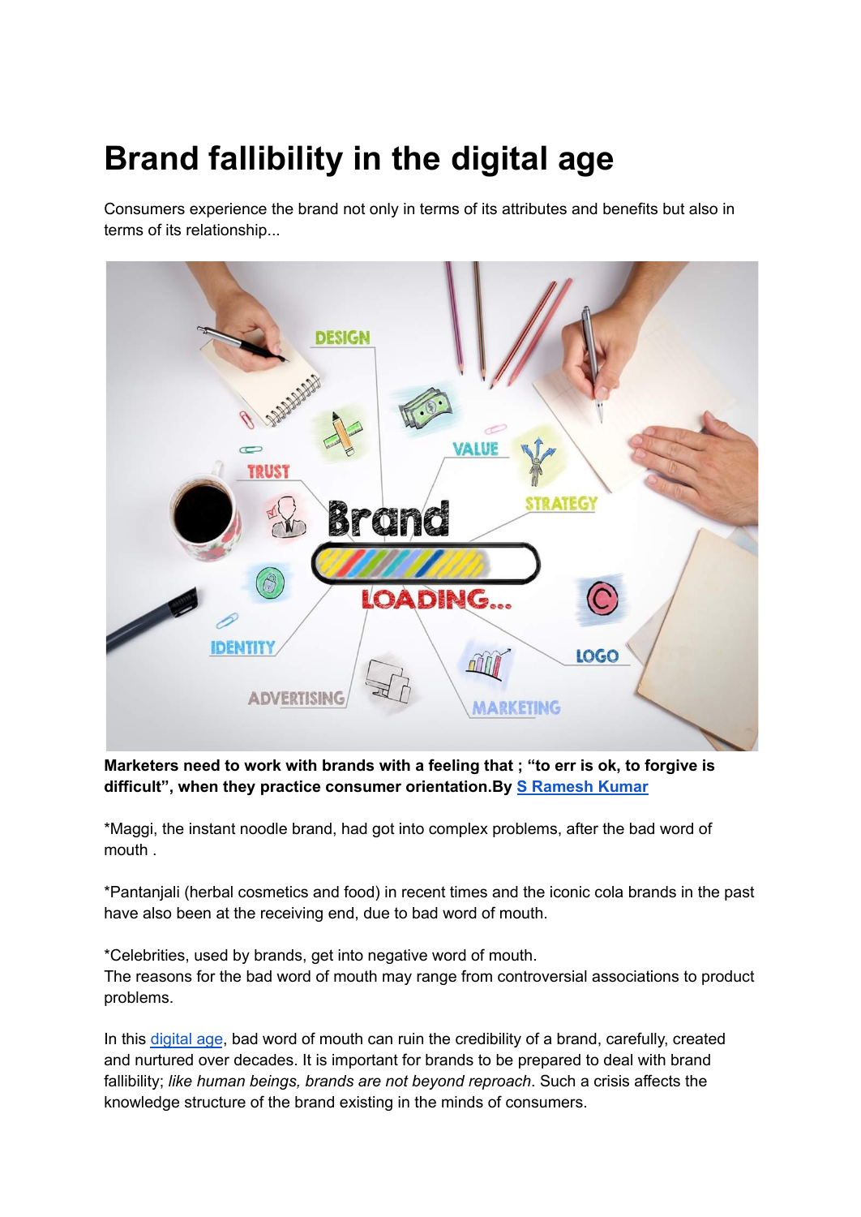# Brand fallibility in the digital age

Consumers experience the brand not only in terms of its attributes and benefits but also in terms of its relationship...

**Marketers need to work with brands with a feeling that ; "to err is ok, to forgive is difficult", when they practice consumer orientation.By S Ramesh Kumar**

*Maggi, the instant noodle brand, had got into complex problems, after the bad word of mouth .

*Pantanjali (herbal cosmetics and food) in recent times and the iconic cola brands in the past have also been at the receiving end, due to bad word of mouth.

*Celebrities, used by brands, get into negative word of mouth.
The reasons for the bad word of mouth may range from controversial associations to product problems.

In this digital age, bad word of mouth can ruin the credibility of a brand, carefully, created and nurtured over decades. It is important for brands to be prepared to deal with brand fallibility; *like human beings, brands are not beyond reproach*. Such a crisis affects the knowledge structure of the brand existing in the minds of consumers.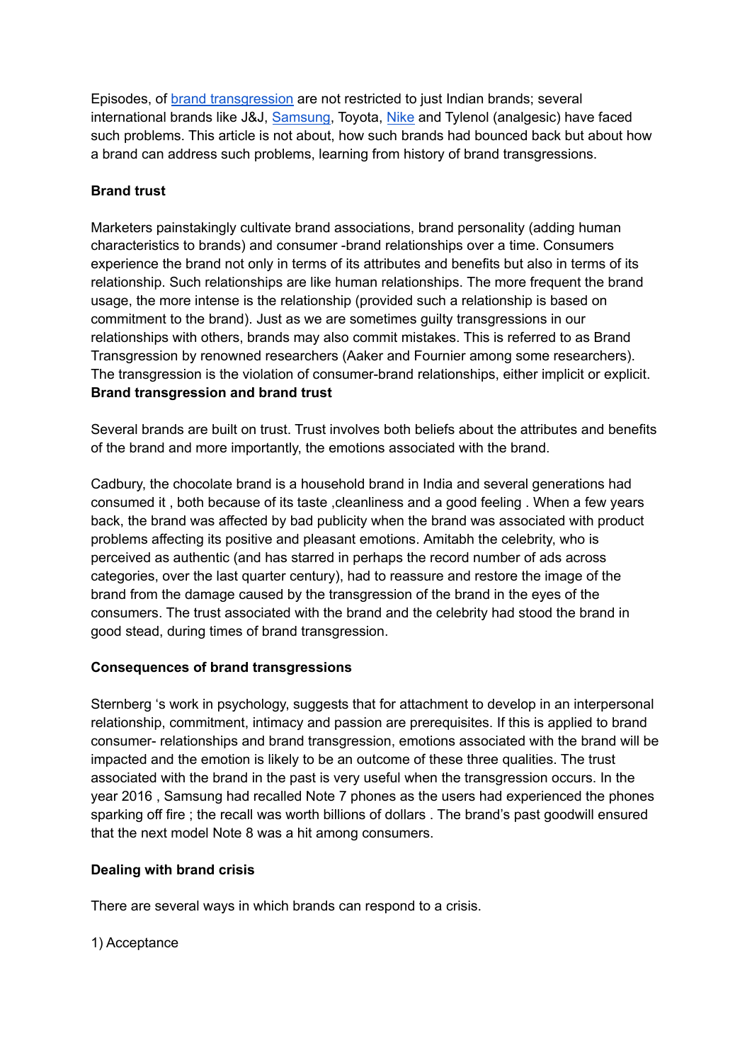Episodes, of [brand transgression](#) are not restricted to just Indian brands; several international brands like J&J, [Samsung](#), Toyota, [Nike](#) and Tylenol (analgesic) have faced such problems. This article is not about, how such brands had bounced back but about how a brand can address such problems, learning from history of brand transgressions.

**Brand trust**

Marketers painstakingly cultivate brand associations, brand personality (adding human characteristics to brands) and consumer -brand relationships over a time. Consumers experience the brand not only in terms of its attributes and benefits but also in terms of its relationship. Such relationships are like human relationships. The more frequent the brand usage, the more intense is the relationship (provided such a relationship is based on commitment to the brand). Just as we are sometimes guilty transgressions in our relationships with others, brands may also commit mistakes. This is referred to as Brand Transgression by renowned researchers (Aaker and Fournier among some researchers). The transgression is the violation of consumer-brand relationships, either implicit or explicit.

**Brand transgression and brand trust**

Several brands are built on trust. Trust involves both beliefs about the attributes and benefits of the brand and more importantly, the emotions associated with the brand.

Cadbury, the chocolate brand is a household brand in India and several generations had consumed it , both because of its taste ,cleanliness and a good feeling . When a few years back, the brand was affected by bad publicity when the brand was associated with product problems affecting its positive and pleasant emotions. Amitabh the celebrity, who is perceived as authentic (and has starred in perhaps the record number of ads across categories, over the last quarter century), had to reassure and restore the image of the brand from the damage caused by the transgression of the brand in the eyes of the consumers. The trust associated with the brand and the celebrity had stood the brand in good stead, during times of brand transgression.

**Consequences of brand transgressions**

Sternberg 's work in psychology, suggests that for attachment to develop in an interpersonal relationship, commitment, intimacy and passion are prerequisites. If this is applied to brand consumer- relationships and brand transgression, emotions associated with the brand will be impacted and the emotion is likely to be an outcome of these three qualities. The trust associated with the brand in the past is very useful when the transgression occurs. In the year 2016 , Samsung had recalled Note 7 phones as the users had experienced the phones sparking off fire ; the recall was worth billions of dollars . The brand's past goodwill ensured that the next model Note 8 was a hit among consumers.

**Dealing with brand crisis**

There are several ways in which brands can respond to a crisis.

1) Acceptance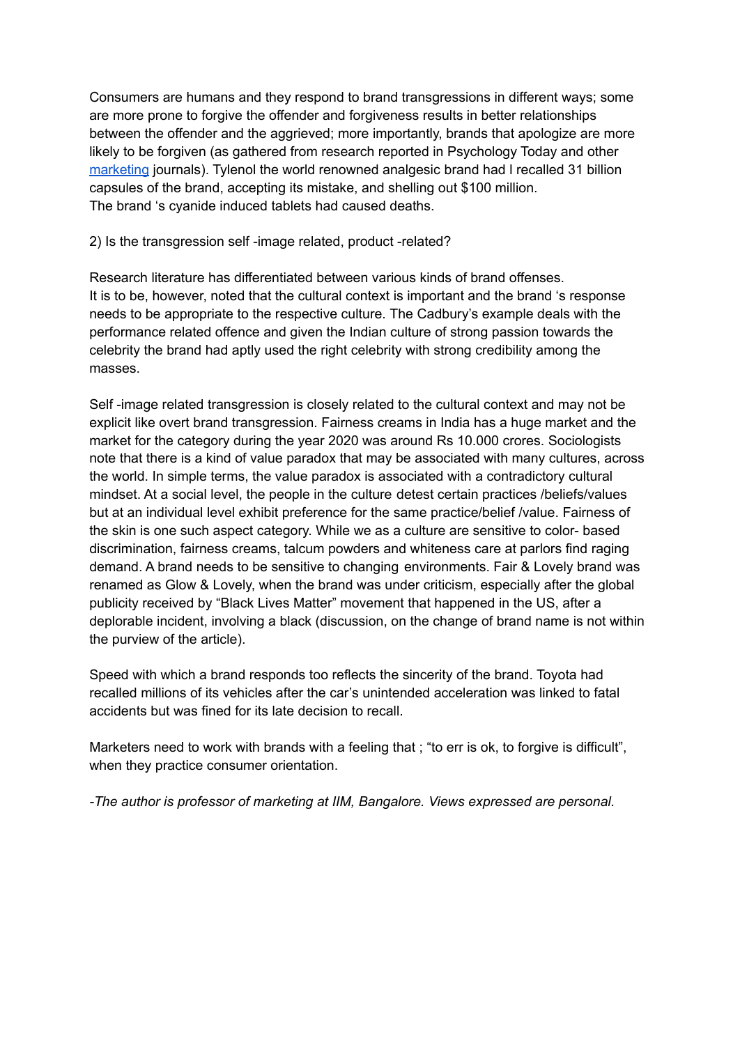Consumers are humans and they respond to brand transgressions in different ways; some are more prone to forgive the offender and forgiveness results in better relationships between the offender and the aggrieved; more importantly, brands that apologize are more likely to be forgiven (as gathered from research reported in Psychology Today and other marketing journals). Tylenol the world renowned analgesic brand had l recalled 31 billion capsules of the brand, accepting its mistake, and shelling out $100 million. The brand 's cyanide induced tablets had caused deaths.

2) Is the transgression self -image related, product -related?

Research literature has differentiated between various kinds of brand offenses. It is to be, however, noted that the cultural context is important and the brand 's response needs to be appropriate to the respective culture. The Cadbury's example deals with the performance related offence and given the Indian culture of strong passion towards the celebrity the brand had aptly used the right celebrity with strong credibility among the masses.

Self -image related transgression is closely related to the cultural context and may not be explicit like overt brand transgression. Fairness creams in India has a huge market and the market for the category during the year 2020 was around Rs 10.000 crores. Sociologists note that there is a kind of value paradox that may be associated with many cultures, across the world. In simple terms, the value paradox is associated with a contradictory cultural mindset. At a social level, the people in the culture detest certain practices /beliefs/values but at an individual level exhibit preference for the same practice/belief /value. Fairness of the skin is one such aspect category. While we as a culture are sensitive to color- based discrimination, fairness creams, talcum powders and whiteness care at parlors find raging demand. A brand needs to be sensitive to changing environments. Fair & Lovely brand was renamed as Glow & Lovely, when the brand was under criticism, especially after the global publicity received by "Black Lives Matter" movement that happened in the US, after a deplorable incident, involving a black (discussion, on the change of brand name is not within the purview of the article).

Speed with which a brand responds too reflects the sincerity of the brand. Toyota had recalled millions of its vehicles after the car's unintended acceleration was linked to fatal accidents but was fined for its late decision to recall.

Marketers need to work with brands with a feeling that ; "to err is ok, to forgive is difficult", when they practice consumer orientation.

*-The author is professor of marketing at IIM, Bangalore. Views expressed are personal.*